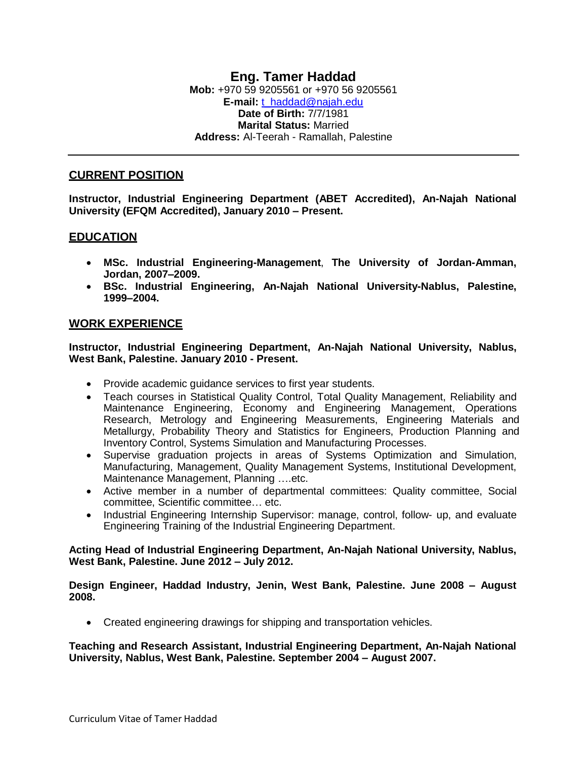# Eng. Tamer Haddad

**Mob:** +970 59 9205561 or +970 56 9205561
**E-mail:** t_haddad@najah.edu
**Date of Birth:** 7/7/1981
**Marital Status:** Married
**Address:** Al-Teerah - Ramallah, Palestine

---

## CURRENT POSITION

**Instructor, Industrial Engineering Department (ABET Accredited), An-Najah National University (EFQM Accredited), January 2010 – Present.**

## EDUCATION

- **MSc. Industrial Engineering-Management**, **The University of Jordan-Amman, Jordan, 2007–2009.**
- **BSc. Industrial Engineering, An-Najah National University-Nablus, Palestine, 1999–2004.**

## WORK EXPERIENCE

**Instructor, Industrial Engineering Department, An-Najah National University, Nablus, West Bank, Palestine. January 2010 - Present.**

- Provide academic guidance services to first year students.
- Teach courses in Statistical Quality Control, Total Quality Management, Reliability and Maintenance Engineering, Economy and Engineering Management, Operations Research, Metrology and Engineering Measurements, Engineering Materials and Metallurgy, Probability Theory and Statistics for Engineers, Production Planning and Inventory Control, Systems Simulation and Manufacturing Processes.
- Supervise graduation projects in areas of Systems Optimization and Simulation, Manufacturing, Management, Quality Management Systems, Institutional Development, Maintenance Management, Planning ….etc.
- Active member in a number of departmental committees: Quality committee, Social committee, Scientific committee… etc.
- Industrial Engineering Internship Supervisor: manage, control, follow- up, and evaluate Engineering Training of the Industrial Engineering Department.

**Acting Head of Industrial Engineering Department, An-Najah National University, Nablus, West Bank, Palestine. June 2012 – July 2012.**

**Design Engineer, Haddad Industry, Jenin, West Bank, Palestine. June 2008 – August 2008.**

- Created engineering drawings for shipping and transportation vehicles.

**Teaching and Research Assistant, Industrial Engineering Department, An-Najah National University, Nablus, West Bank, Palestine. September 2004 – August 2007.**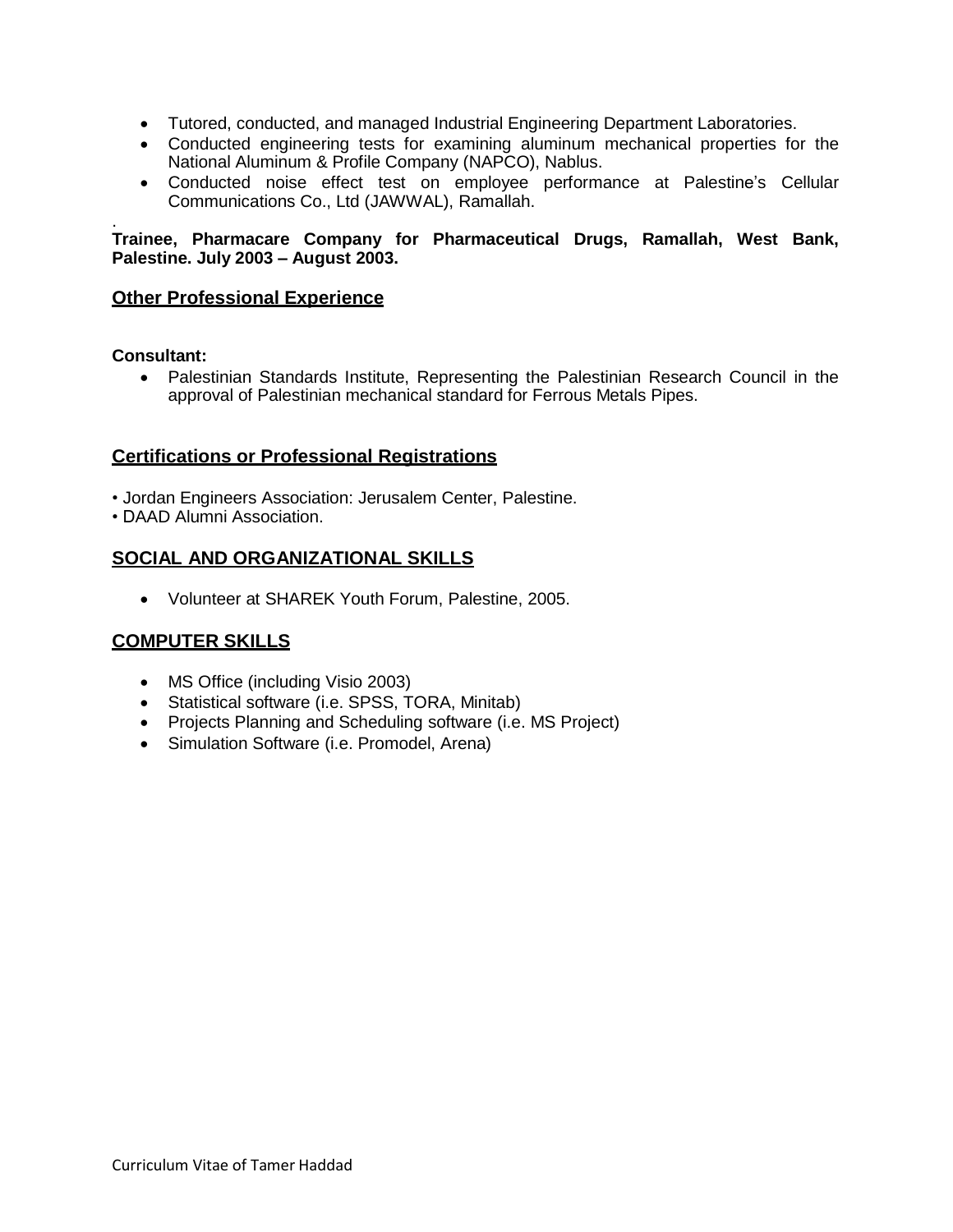- Tutored, conducted, and managed Industrial Engineering Department Laboratories.
- Conducted engineering tests for examining aluminum mechanical properties for the National Aluminum & Profile Company (NAPCO), Nablus.
- Conducted noise effect test on employee performance at Palestine's Cellular Communications Co., Ltd (JAWWAL), Ramallah.

.

**Trainee, Pharmacare Company for Pharmaceutical Drugs, Ramallah, West Bank, Palestine. July 2003 – August 2003.**

## Other Professional Experience

**Consultant:**

- Palestinian Standards Institute, Representing the Palestinian Research Council in the approval of Palestinian mechanical standard for Ferrous Metals Pipes.

## Certifications or Professional Registrations

- Jordan Engineers Association: Jerusalem Center, Palestine.
- DAAD Alumni Association.

## SOCIAL AND ORGANIZATIONAL SKILLS

- Volunteer at SHAREK Youth Forum, Palestine, 2005.

## COMPUTER SKILLS

- MS Office (including Visio 2003)
- Statistical software (i.e. SPSS, TORA, Minitab)
- Projects Planning and Scheduling software (i.e. MS Project)
- Simulation Software (i.e. Promodel, Arena)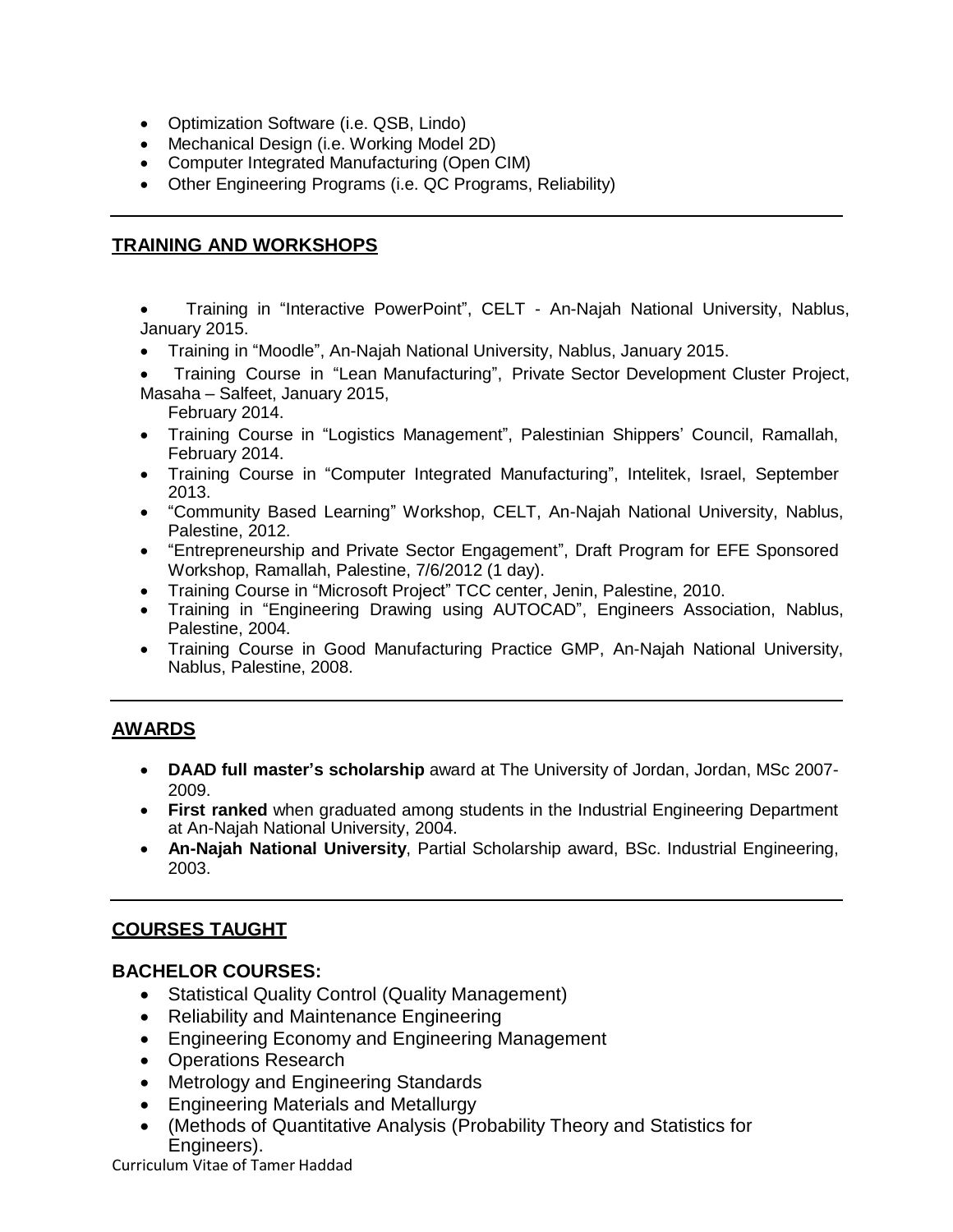- Optimization Software (i.e. QSB, Lindo)
- Mechanical Design (i.e. Working Model 2D)
- Computer Integrated Manufacturing (Open CIM)
- Other Engineering Programs (i.e. QC Programs, Reliability)

## TRAINING AND WORKSHOPS

- Training in "Interactive PowerPoint", CELT - An-Najah National University, Nablus, January 2015.
- Training in "Moodle", An-Najah National University, Nablus, January 2015.
- Training Course in "Lean Manufacturing", Private Sector Development Cluster Project, Masaha – Salfeet, January 2015,
  February 2014.
- Training Course in "Logistics Management", Palestinian Shippers' Council, Ramallah, February 2014.
- Training Course in "Computer Integrated Manufacturing", Intelitek, Israel, September 2013.
- "Community Based Learning" Workshop, CELT, An-Najah National University, Nablus, Palestine, 2012.
- "Entrepreneurship and Private Sector Engagement", Draft Program for EFE Sponsored Workshop, Ramallah, Palestine, 7/6/2012 (1 day).
- Training Course in "Microsoft Project" TCC center, Jenin, Palestine, 2010.
- Training in "Engineering Drawing using AUTOCAD", Engineers Association, Nablus, Palestine, 2004.
- Training Course in Good Manufacturing Practice GMP, An-Najah National University, Nablus, Palestine, 2008.

## AWARDS

- **DAAD full master's scholarship** award at The University of Jordan, Jordan, MSc 2007-2009.
- **First ranked** when graduated among students in the Industrial Engineering Department at An-Najah National University, 2004.
- **An-Najah National University**, Partial Scholarship award, BSc. Industrial Engineering, 2003.

## COURSES TAUGHT

### BACHELOR COURSES:

- Statistical Quality Control (Quality Management)
- Reliability and Maintenance Engineering
- Engineering Economy and Engineering Management
- Operations Research
- Metrology and Engineering Standards
- Engineering Materials and Metallurgy
- (Methods of Quantitative Analysis (Probability Theory and Statistics for Engineers).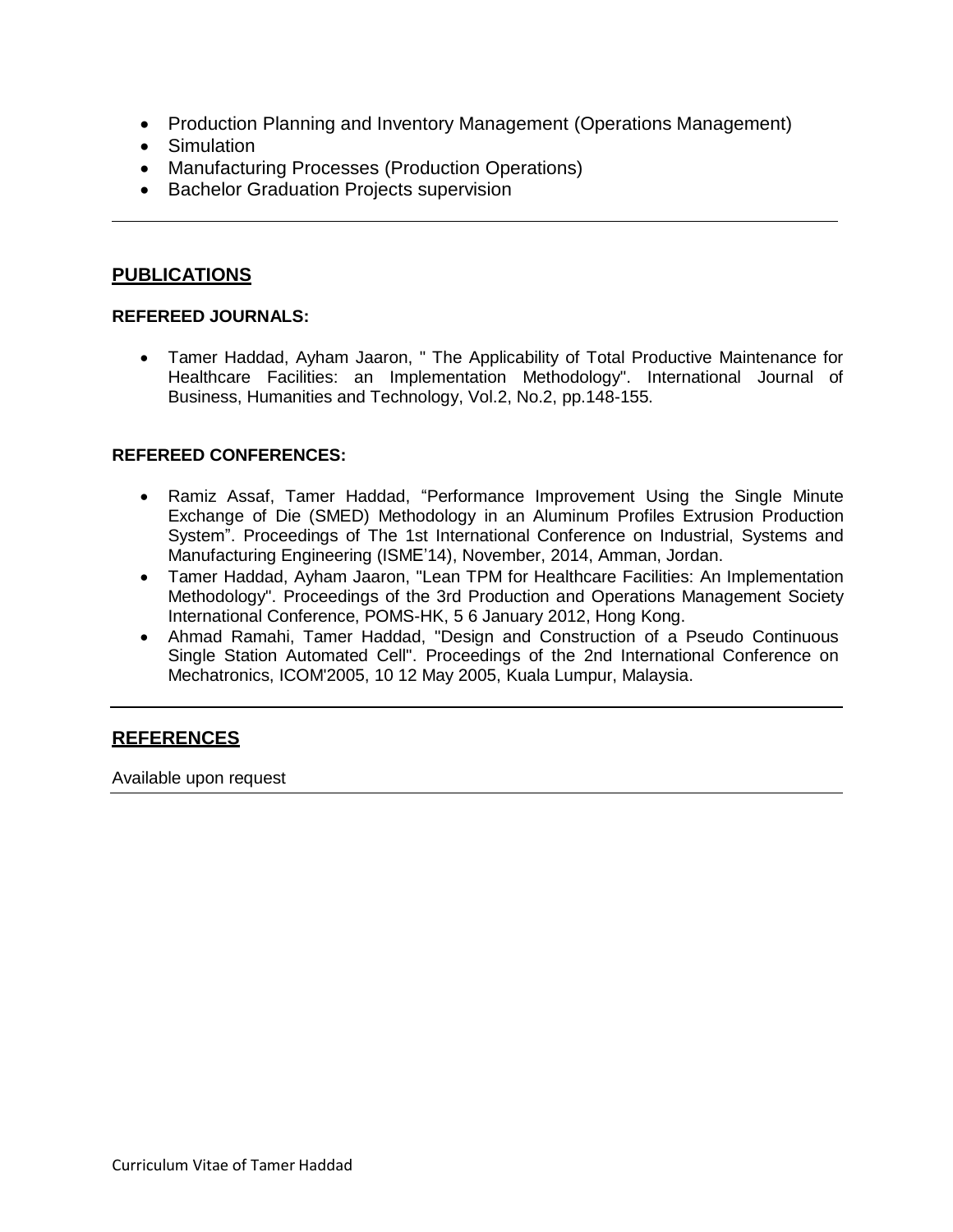- Production Planning and Inventory Management (Operations Management)
- Simulation
- Manufacturing Processes (Production Operations)
- Bachelor Graduation Projects supervision

---

## PUBLICATIONS

**REFEREED JOURNALS:**

- Tamer Haddad, Ayham Jaaron, " The Applicability of Total Productive Maintenance for Healthcare Facilities: an Implementation Methodology". International Journal of Business, Humanities and Technology, Vol.2, No.2, pp.148-155.

**REFEREED CONFERENCES:**

- Ramiz Assaf, Tamer Haddad, "Performance Improvement Using the Single Minute Exchange of Die (SMED) Methodology in an Aluminum Profiles Extrusion Production System". Proceedings of The 1st International Conference on Industrial, Systems and Manufacturing Engineering (ISME'14), November, 2014, Amman, Jordan.
- Tamer Haddad, Ayham Jaaron, "Lean TPM for Healthcare Facilities: An Implementation Methodology". Proceedings of the 3rd Production and Operations Management Society International Conference, POMS-HK, 5 6 January 2012, Hong Kong.
- Ahmad Ramahi, Tamer Haddad, "Design and Construction of a Pseudo Continuous Single Station Automated Cell". Proceedings of the 2nd International Conference on Mechatronics, ICOM'2005, 10 12 May 2005, Kuala Lumpur, Malaysia.

---

## REFERENCES

Available upon request